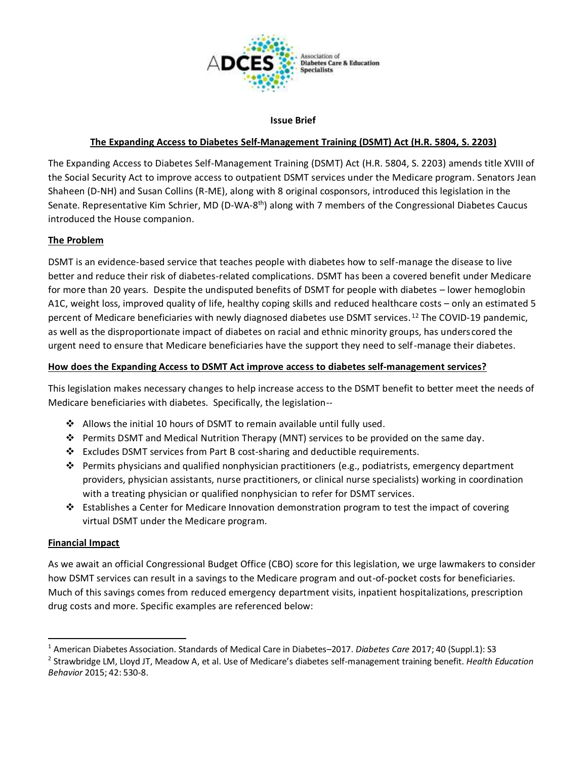**Issue Brief**

**The Expanding Access to Diabetes Self-Management Training (DSMT) Act (H.R. 5804, S. 2203)**

The Expanding Access to Diabetes Self-Management Training (DSMT) Act (H.R. 5804, S. 2203) amends title XVIII of the Social Security Act to improve access to outpatient DSMT services under the Medicare program. Senators Jean Shaheen (D-NH) and Susan Collins (R-ME), along with 8 original cosponsors, introduced this legislation in the Senate. Representative Kim Schrier, MD (D-WA-8th) along with 7 members of the Congressional Diabetes Caucus introduced the House companion.

## The Problem

DSMT is an evidence-based service that teaches people with diabetes how to self-manage the disease to live better and reduce their risk of diabetes-related complications. DSMT has been a covered benefit under Medicare for more than 20 years. Despite the undisputed benefits of DSMT for people with diabetes – lower hemoglobin A1C, weight loss, improved quality of life, healthy coping skills and reduced healthcare costs – only an estimated 5 percent of Medicare beneficiaries with newly diagnosed diabetes use DSMT services.[1,2] The COVID-19 pandemic, as well as the disproportionate impact of diabetes on racial and ethnic minority groups, has underscored the urgent need to ensure that Medicare beneficiaries have the support they need to self-manage their diabetes.

## How does the Expanding Access to DSMT Act improve access to diabetes self-management services?

This legislation makes necessary changes to help increase access to the DSMT benefit to better meet the needs of Medicare beneficiaries with diabetes. Specifically, the legislation--

- Allows the initial 10 hours of DSMT to remain available until fully used.
- Permits DSMT and Medical Nutrition Therapy (MNT) services to be provided on the same day.
- Excludes DSMT services from Part B cost-sharing and deductible requirements.
- Permits physicians and qualified nonphysician practitioners (e.g., podiatrists, emergency department providers, physician assistants, nurse practitioners, or clinical nurse specialists) working in coordination with a treating physician or qualified nonphysician to refer for DSMT services.
- Establishes a Center for Medicare Innovation demonstration program to test the impact of covering virtual DSMT under the Medicare program.

## Financial Impact

As we await an official Congressional Budget Office (CBO) score for this legislation, we urge lawmakers to consider how DSMT services can result in a savings to the Medicare program and out-of-pocket costs for beneficiaries. Much of this savings comes from reduced emergency department visits, inpatient hospitalizations, prescription drug costs and more. Specific examples are referenced below:

---

[1] American Diabetes Association. Standards of Medical Care in Diabetes–2017. *Diabetes Care* 2017; 40 (Suppl.1): S3

[2] Strawbridge LM, Lloyd JT, Meadow A, et al. Use of Medicare's diabetes self-management training benefit. *Health Education Behavior* 2015; 42: 530-8.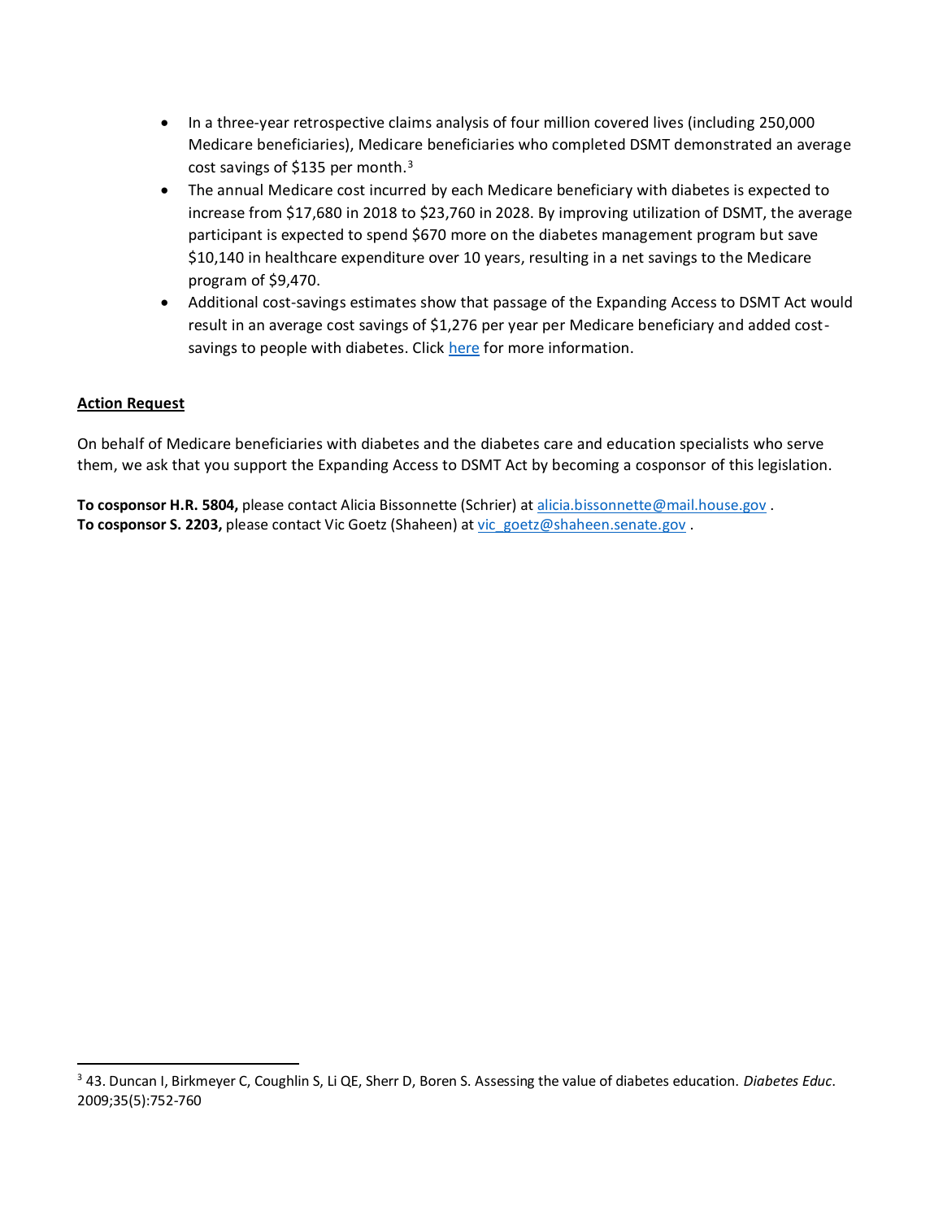- In a three-year retrospective claims analysis of four million covered lives (including 250,000 Medicare beneficiaries), Medicare beneficiaries who completed DSMT demonstrated an average cost savings of $135 per month.[3]
- The annual Medicare cost incurred by each Medicare beneficiary with diabetes is expected to increase from $17,680 in 2018 to $23,760 in 2028. By improving utilization of DSMT, the average participant is expected to spend $670 more on the diabetes management program but save $10,140 in healthcare expenditure over 10 years, resulting in a net savings to the Medicare program of $9,470.
- Additional cost-savings estimates show that passage of the Expanding Access to DSMT Act would result in an average cost savings of $1,276 per year per Medicare beneficiary and added cost-savings to people with diabetes. Click [here] for more information.

**Action Request**

On behalf of Medicare beneficiaries with diabetes and the diabetes care and education specialists who serve them, we ask that you support the Expanding Access to DSMT Act by becoming a cosponsor of this legislation.

**To cosponsor H.R. 5804,** please contact Alicia Bissonnette (Schrier) at alicia.bissonnette@mail.house.gov .
**To cosponsor S. 2203,** please contact Vic Goetz (Shaheen) at vic_goetz@shaheen.senate.gov .

---

[3] 43. Duncan I, Birkmeyer C, Coughlin S, Li QE, Sherr D, Boren S. Assessing the value of diabetes education. *Diabetes Educ*. 2009;35(5):752-760